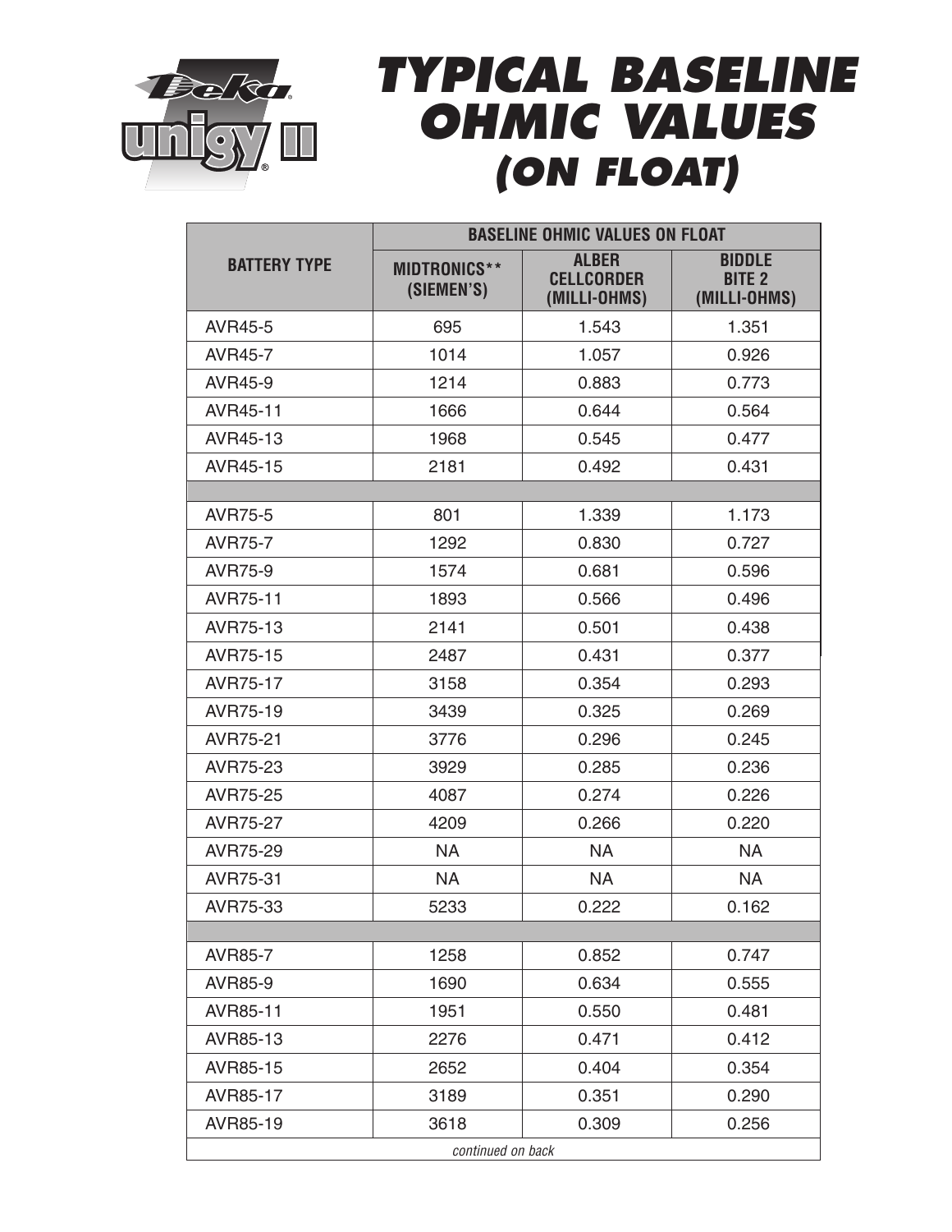# TYPICAL BASELINE OHMIC VALUES *(ON FLOAT)*

| BATTERY TYPE | BASELINE OHMIC VALUES ON FLOAT | | |
|---|---|---|---|
| | MIDTRONICS** (SIEMEN'S) | ALBER CELLCORDER (MILLI-OHMS) | BIDDLE BITE 2 (MILLI-OHMS) |
| AVR45-5 | 695 | 1.543 | 1.351 |
| AVR45-7 | 1014 | 1.057 | 0.926 |
| AVR45-9 | 1214 | 0.883 | 0.773 |
| AVR45-11 | 1666 | 0.644 | 0.564 |
| AVR45-13 | 1968 | 0.545 | 0.477 |
| AVR45-15 | 2181 | 0.492 | 0.431 |
| | | | |
| AVR75-5 | 801 | 1.339 | 1.173 |
| AVR75-7 | 1292 | 0.830 | 0.727 |
| AVR75-9 | 1574 | 0.681 | 0.596 |
| AVR75-11 | 1893 | 0.566 | 0.496 |
| AVR75-13 | 2141 | 0.501 | 0.438 |
| AVR75-15 | 2487 | 0.431 | 0.377 |
| AVR75-17 | 3158 | 0.354 | 0.293 |
| AVR75-19 | 3439 | 0.325 | 0.269 |
| AVR75-21 | 3776 | 0.296 | 0.245 |
| AVR75-23 | 3929 | 0.285 | 0.236 |
| AVR75-25 | 4087 | 0.274 | 0.226 |
| AVR75-27 | 4209 | 0.266 | 0.220 |
| AVR75-29 | NA | NA | NA |
| AVR75-31 | NA | NA | NA |
| AVR75-33 | 5233 | 0.222 | 0.162 |
| | | | |
| AVR85-7 | 1258 | 0.852 | 0.747 |
| AVR85-9 | 1690 | 0.634 | 0.555 |
| AVR85-11 | 1951 | 0.550 | 0.481 |
| AVR85-13 | 2276 | 0.471 | 0.412 |
| AVR85-15 | 2652 | 0.404 | 0.354 |
| AVR85-17 | 3189 | 0.351 | 0.290 |
| AVR85-19 | 3618 | 0.309 | 0.256 |

*continued on back*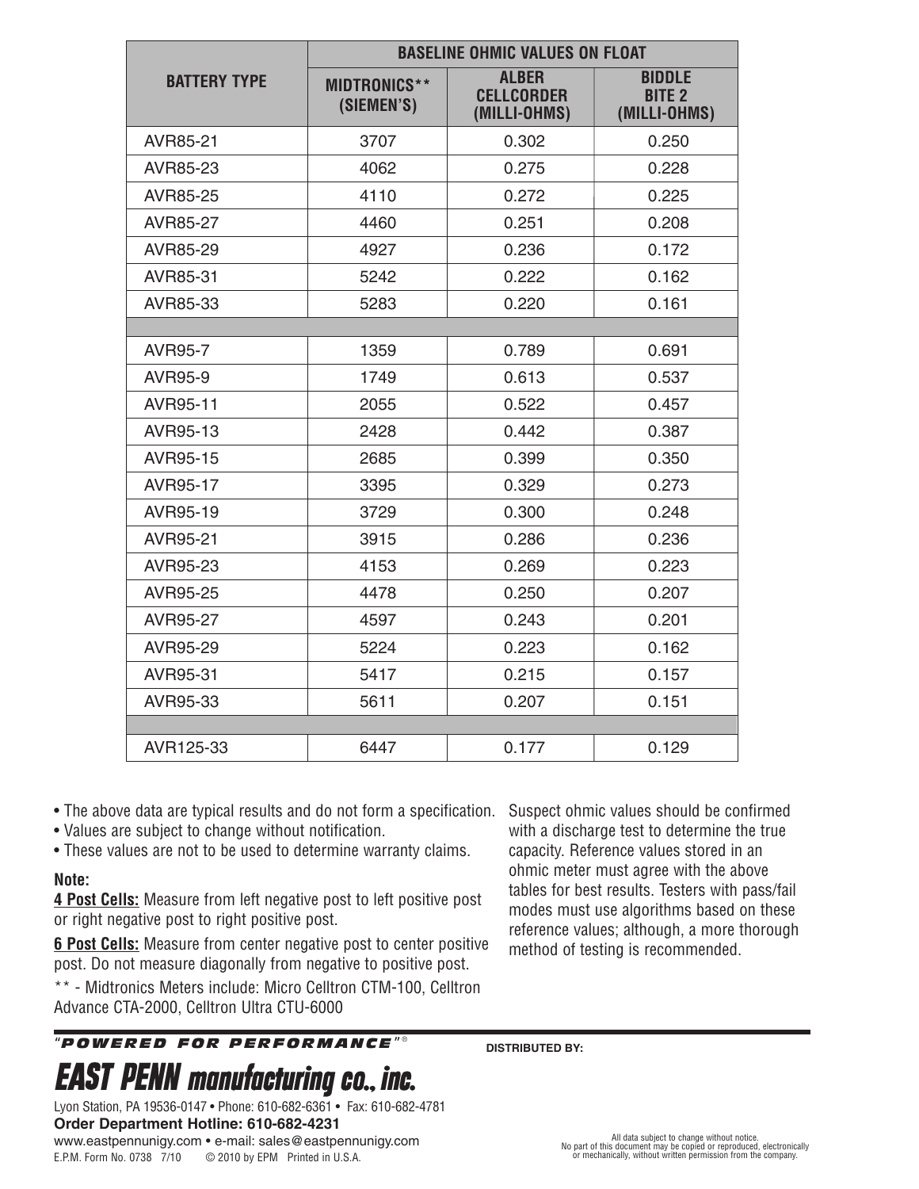| BATTERY TYPE | BASELINE OHMIC VALUES ON FLOAT | | |
|---|---|---|---|
| | MIDTRONICS** (SIEMEN'S) | ALBER CELLCORDER (MILLI-OHMS) | BIDDLE BITE 2 (MILLI-OHMS) |
| AVR85-21 | 3707 | 0.302 | 0.250 |
| AVR85-23 | 4062 | 0.275 | 0.228 |
| AVR85-25 | 4110 | 0.272 | 0.225 |
| AVR85-27 | 4460 | 0.251 | 0.208 |
| AVR85-29 | 4927 | 0.236 | 0.172 |
| AVR85-31 | 5242 | 0.222 | 0.162 |
| AVR85-33 | 5283 | 0.220 | 0.161 |
| | | | |
| AVR95-7 | 1359 | 0.789 | 0.691 |
| AVR95-9 | 1749 | 0.613 | 0.537 |
| AVR95-11 | 2055 | 0.522 | 0.457 |
| AVR95-13 | 2428 | 0.442 | 0.387 |
| AVR95-15 | 2685 | 0.399 | 0.350 |
| AVR95-17 | 3395 | 0.329 | 0.273 |
| AVR95-19 | 3729 | 0.300 | 0.248 |
| AVR95-21 | 3915 | 0.286 | 0.236 |
| AVR95-23 | 4153 | 0.269 | 0.223 |
| AVR95-25 | 4478 | 0.250 | 0.207 |
| AVR95-27 | 4597 | 0.243 | 0.201 |
| AVR95-29 | 5224 | 0.223 | 0.162 |
| AVR95-31 | 5417 | 0.215 | 0.157 |
| AVR95-33 | 5611 | 0.207 | 0.151 |
| | | | |
| AVR125-33 | 6447 | 0.177 | 0.129 |

- The above data are typical results and do not form a specification.
- Values are subject to change without notification.
- These values are not to be used to determine warranty claims.

**Note:**

**4 Post Cells:** Measure from left negative post to left positive post or right negative post to right positive post.

**6 Post Cells:** Measure from center negative post to center positive post. Do not measure diagonally from negative to positive post.

** - Midtronics Meters include: Micro Celltron CTM-100, Celltron Advance CTA-2000, Celltron Ultra CTU-6000

Suspect ohmic values should be confirmed with a discharge test to determine the true capacity. Reference values stored in an ohmic meter must agree with the above tables for best results. Testers with pass/fail modes must use algorithms based on these reference values; although, a more thorough method of testing is recommended.

*"POWERED FOR PERFORMANCE"®*

**DISTRIBUTED BY:**

# EAST PENN manufacturing co., inc.

Lyon Station, PA 19536-0147 • Phone: 610-682-6361 • Fax: 610-682-4781

**Order Department Hotline: 610-682-4231**

www.eastpennunigy.com • e-mail: sales@eastpennunigy.com

E.P.M. Form No. 0738 7/10 © 2010 by EPM Printed in U.S.A.

All data subject to change without notice.
No part of this document may be copied or reproduced, electronically or mechanically, without written permission from the company.